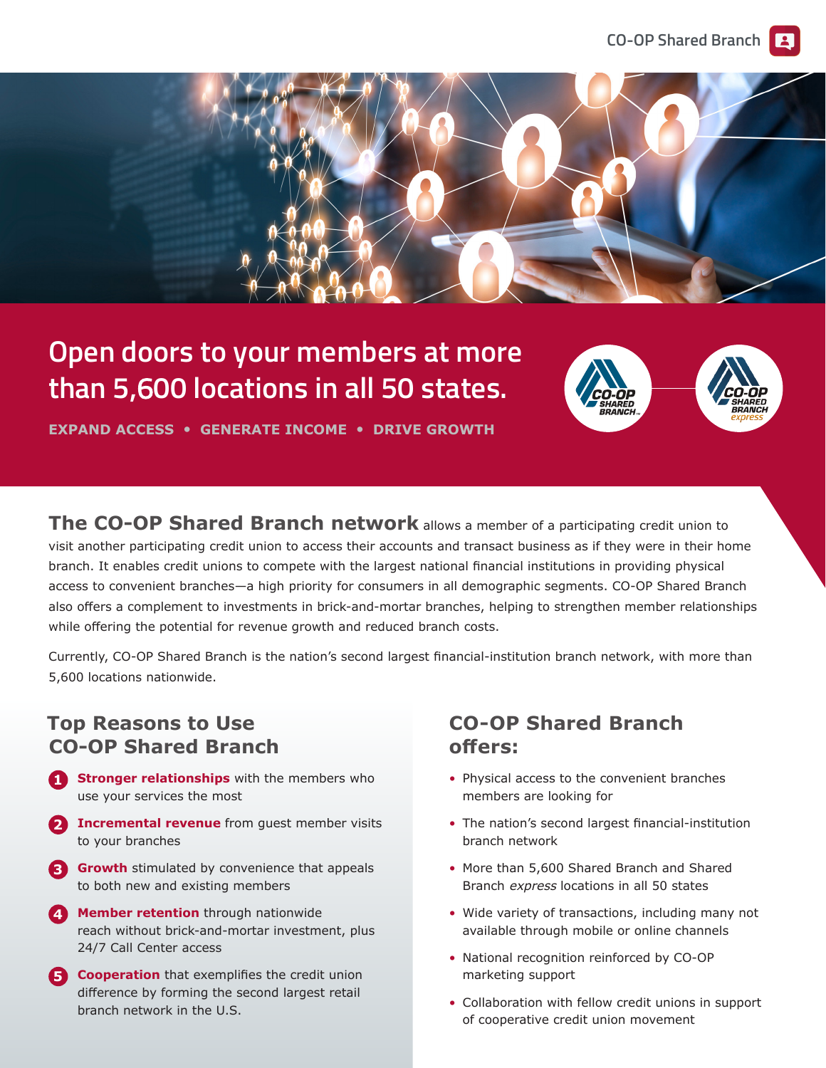# Open doors to your members at more than 5,600 locations in all 50 states.

**EXPAND ACCESS • GENERATE INCOME • DRIVE GROWTH**

**The CO-OP Shared Branch network** allows a member of a participating credit union to visit another participating credit union to access their accounts and transact business as if they were in their home branch. It enables credit unions to compete with the largest national financial institutions in providing physical access to convenient branches—a high priority for consumers in all demographic segments. CO-OP Shared Branch also offers a complement to investments in brick-and-mortar branches, helping to strengthen member relationships while offering the potential for revenue growth and reduced branch costs.

Currently, CO-OP Shared Branch is the nation's second largest financial-institution branch network, with more than 5,600 locations nationwide.

## Top Reasons to Use CO-OP Shared Branch

1. **Stronger relationships** with the members who use your services the most
2. **Incremental revenue** from guest member visits to your branches
3. **Growth** stimulated by convenience that appeals to both new and existing members
4. **Member retention** through nationwide reach without brick-and-mortar investment, plus 24/7 Call Center access
5. **Cooperation** that exemplifies the credit union difference by forming the second largest retail branch network in the U.S.

## CO-OP Shared Branch offers:

- Physical access to the convenient branches members are looking for
- The nation's second largest financial-institution branch network
- More than 5,600 Shared Branch and Shared Branch *express* locations in all 50 states
- Wide variety of transactions, including many not available through mobile or online channels
- National recognition reinforced by CO-OP marketing support
- Collaboration with fellow credit unions in support of cooperative credit union movement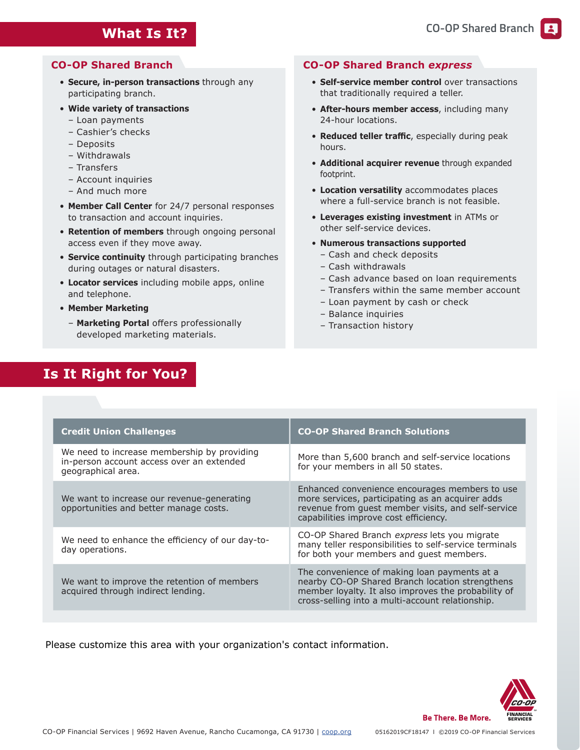## What Is It?

### CO-OP Shared Branch

- **Secure, in-person transactions** through any participating branch.
- **Wide variety of transactions**
  - Loan payments
  - Cashier's checks
  - Deposits
  - Withdrawals
  - Transfers
  - Account inquiries
  - And much more
- **Member Call Center** for 24/7 personal responses to transaction and account inquiries.
- **Retention of members** through ongoing personal access even if they move away.
- **Service continuity** through participating branches during outages or natural disasters.
- **Locator services** including mobile apps, online and telephone.
- **Member Marketing**
  - **Marketing Portal** offers professionally developed marketing materials.

### CO-OP Shared Branch *express*

- **Self-service member control** over transactions that traditionally required a teller.
- **After-hours member access**, including many 24-hour locations.
- **Reduced teller traffic**, especially during peak hours.
- **Additional acquirer revenue** through expanded footprint.
- **Location versatility** accommodates places where a full-service branch is not feasible.
- **Leverages existing investment** in ATMs or other self-service devices.
- **Numerous transactions supported**
  - Cash and check deposits
  - Cash withdrawals
  - Cash advance based on loan requirements
  - Transfers within the same member account
  - Loan payment by cash or check
  - Balance inquiries
  - Transaction history

## Is It Right for You?

| Credit Union Challenges | CO-OP Shared Branch Solutions |
|---|---|
| We need to increase membership by providing in-person account access over an extended geographical area. | More than 5,600 branch and self-service locations for your members in all 50 states. |
| We want to increase our revenue-generating opportunities and better manage costs. | Enhanced convenience encourages members to use more services, participating as an acquirer adds revenue from guest member visits, and self-service capabilities improve cost efficiency. |
| We need to enhance the efficiency of our day-to-day operations. | CO-OP Shared Branch *express* lets you migrate many teller responsibilities to self-service terminals for both your members and guest members. |
| We want to improve the retention of members acquired through indirect lending. | The convenience of making loan payments at a nearby CO-OP Shared Branch location strengthens member loyalty. It also improves the probability of cross-selling into a multi-account relationship. |

Please customize this area with your organization's contact information.

Be There. Be More.

CO-OP Financial Services | 9692 Haven Avenue, Rancho Cucamonga, CA 91730 | coop.org

05162019CF18147 I ©2019 CO-OP Financial Services